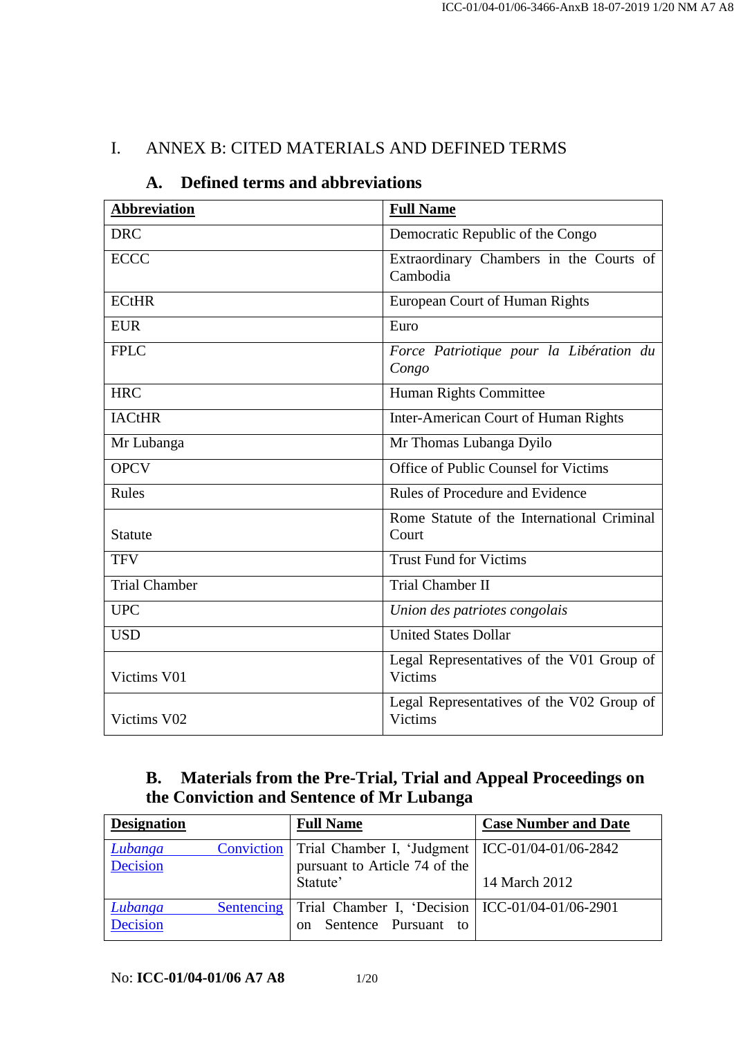# I. ANNEX B: CITED MATERIALS AND DEFINED TERMS

## A. Defined terms and abbreviations

| Abbreviation | Full Name |
|---|---|
| DRC | Democratic Republic of the Congo |
| ECCC | Extraordinary Chambers in the Courts of Cambodia |
| ECtHR | European Court of Human Rights |
| EUR | Euro |
| FPLC | *Force Patriotique pour la Libération du Congo* |
| HRC | Human Rights Committee |
| IACtHR | Inter-American Court of Human Rights |
| Mr Lubanga | Mr Thomas Lubanga Dyilo |
| OPCV | Office of Public Counsel for Victims |
| Rules | Rules of Procedure and Evidence |
| Statute | Rome Statute of the International Criminal Court |
| TFV | Trust Fund for Victims |
| Trial Chamber | Trial Chamber II |
| UPC | *Union des patriotes congolais* |
| USD | United States Dollar |
| Victims V01 | Legal Representatives of the V01 Group of Victims |
| Victims V02 | Legal Representatives of the V02 Group of Victims |

## B. Materials from the Pre-Trial, Trial and Appeal Proceedings on the Conviction and Sentence of Mr Lubanga

| Designation | Full Name | Case Number and Date |
|---|---|---|
| *Lubanga* Conviction Decision | Trial Chamber I, 'Judgment pursuant to Article 74 of the Statute' | ICC-01/04-01/06-2842<br><br>14 March 2012 |
| *Lubanga* Sentencing Decision | Trial Chamber I, 'Decision on Sentence Pursuant to | ICC-01/04-01/06-2901 |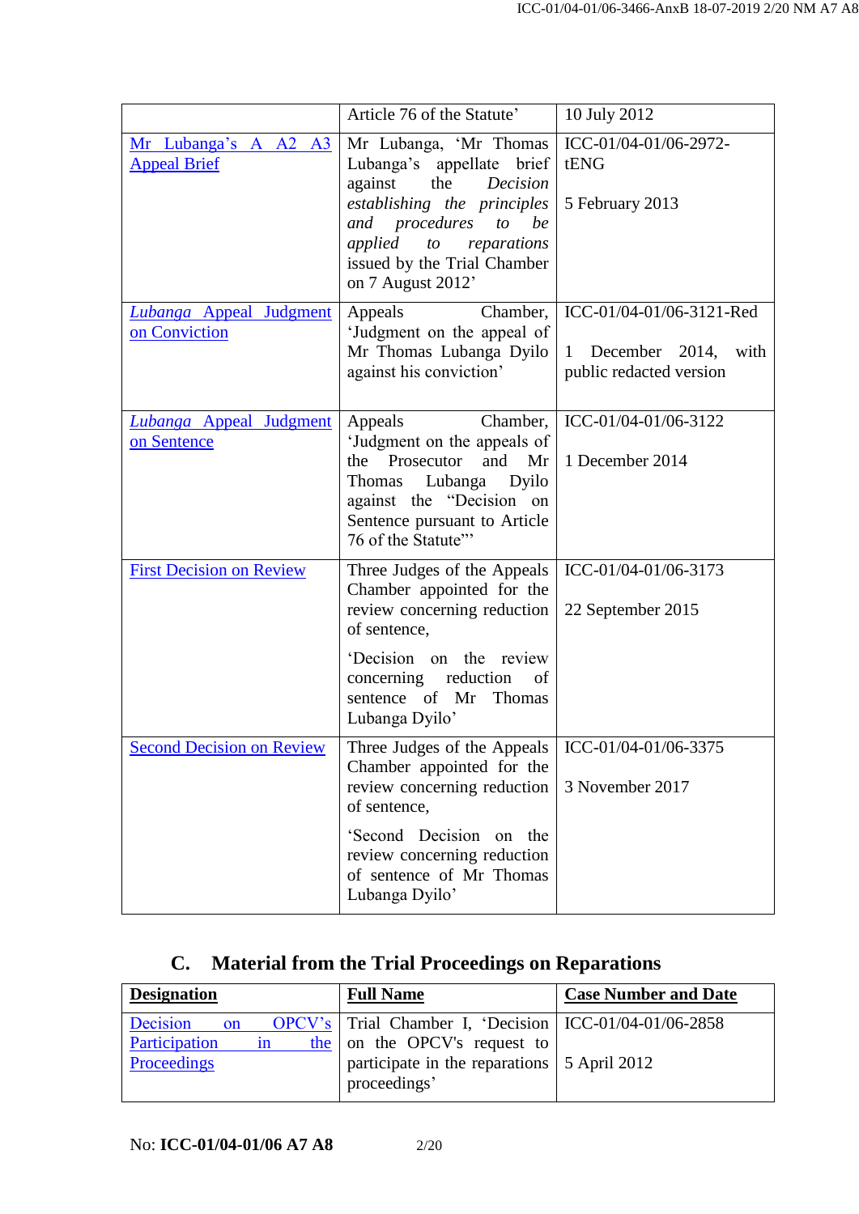| | | |
|---|---|---|
| | Article 76 of the Statute' | 10 July 2012 |
| Mr Lubanga's A A2 A3 Appeal Brief | Mr Lubanga, 'Mr Thomas Lubanga's appellate brief against the *Decision establishing the principles and procedures to be applied to reparations* issued by the Trial Chamber on 7 August 2012' | ICC-01/04-01/06-2972-tENG<br><br>5 February 2013 |
| *Lubanga* Appeal Judgment on Conviction | Appeals Chamber, 'Judgment on the appeal of Mr Thomas Lubanga Dyilo against his conviction' | ICC-01/04-01/06-3121-Red<br><br>1 December 2014, with public redacted version |
| *Lubanga* Appeal Judgment on Sentence | Appeals Chamber, 'Judgment on the appeals of the Prosecutor and Mr Thomas Lubanga Dyilo against the "Decision on Sentence pursuant to Article 76 of the Statute"' | ICC-01/04-01/06-3122<br><br>1 December 2014 |
| First Decision on Review | Three Judges of the Appeals Chamber appointed for the review concerning reduction of sentence,<br><br>'Decision on the review concerning reduction of sentence of Mr Thomas Lubanga Dyilo' | ICC-01/04-01/06-3173<br><br>22 September 2015 |
| Second Decision on Review | Three Judges of the Appeals Chamber appointed for the review concerning reduction of sentence,<br><br>'Second Decision on the review concerning reduction of sentence of Mr Thomas Lubanga Dyilo' | ICC-01/04-01/06-3375<br><br>3 November 2017 |

## C. Material from the Trial Proceedings on Reparations

| Designation | Full Name | Case Number and Date |
|---|---|---|
| Decision on OPCV's Participation in the Proceedings | Trial Chamber I, 'Decision on the OPCV's request to participate in the reparations proceedings' | ICC-01/04-01/06-2858<br><br>5 April 2012 |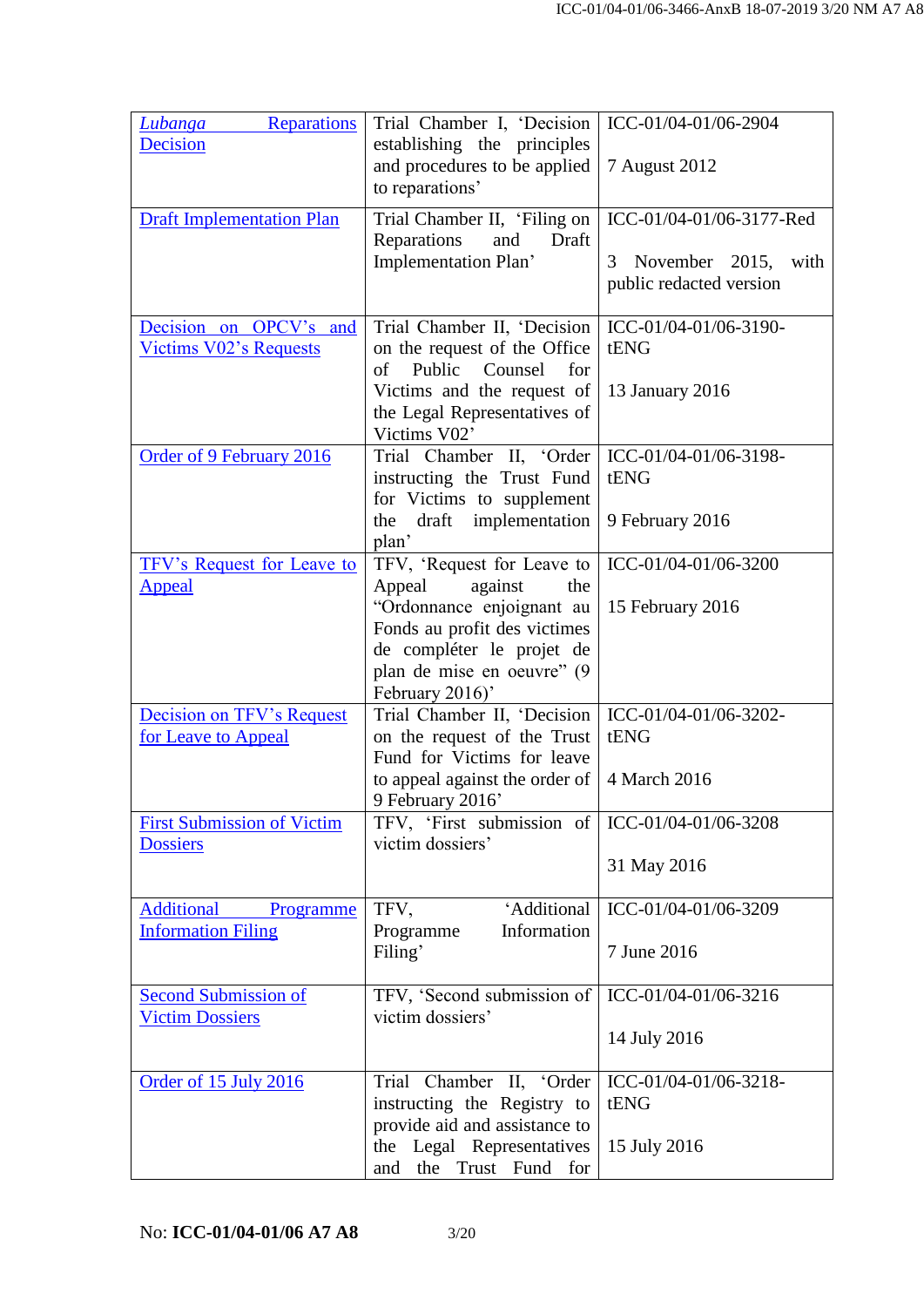| | | |
|---|---|---|
| *Lubanga* Reparations Decision | Trial Chamber I, 'Decision establishing the principles and procedures to be applied to reparations' | ICC-01/04-01/06-2904<br><br>7 August 2012 |
| Draft Implementation Plan | Trial Chamber II, 'Filing on Reparations and Draft Implementation Plan' | ICC-01/04-01/06-3177-Red<br><br>3 November 2015, with public redacted version |
| Decision on OPCV's and Victims V02's Requests | Trial Chamber II, 'Decision on the request of the Office of Public Counsel for Victims and the request of the Legal Representatives of Victims V02' | ICC-01/04-01/06-3190-tENG<br><br>13 January 2016 |
| Order of 9 February 2016 | Trial Chamber II, 'Order instructing the Trust Fund for Victims to supplement the draft implementation plan' | ICC-01/04-01/06-3198-tENG<br><br>9 February 2016 |
| TFV's Request for Leave to Appeal | TFV, 'Request for Leave to Appeal against the "Ordonnance enjoignant au Fonds au profit des victimes de compléter le projet de plan de mise en oeuvre" (9 February 2016)' | ICC-01/04-01/06-3200<br><br>15 February 2016 |
| Decision on TFV's Request for Leave to Appeal | Trial Chamber II, 'Decision on the request of the Trust Fund for Victims for leave to appeal against the order of 9 February 2016' | ICC-01/04-01/06-3202-tENG<br><br>4 March 2016 |
| First Submission of Victim Dossiers | TFV, 'First submission of victim dossiers' | ICC-01/04-01/06-3208<br><br>31 May 2016 |
| Additional Programme Information Filing | TFV, 'Additional Programme Information Filing' | ICC-01/04-01/06-3209<br><br>7 June 2016 |
| Second Submission of Victim Dossiers | TFV, 'Second submission of victim dossiers' | ICC-01/04-01/06-3216<br><br>14 July 2016 |
| Order of 15 July 2016 | Trial Chamber II, 'Order instructing the Registry to provide aid and assistance to the Legal Representatives and the Trust Fund for | ICC-01/04-01/06-3218-tENG<br><br>15 July 2016 |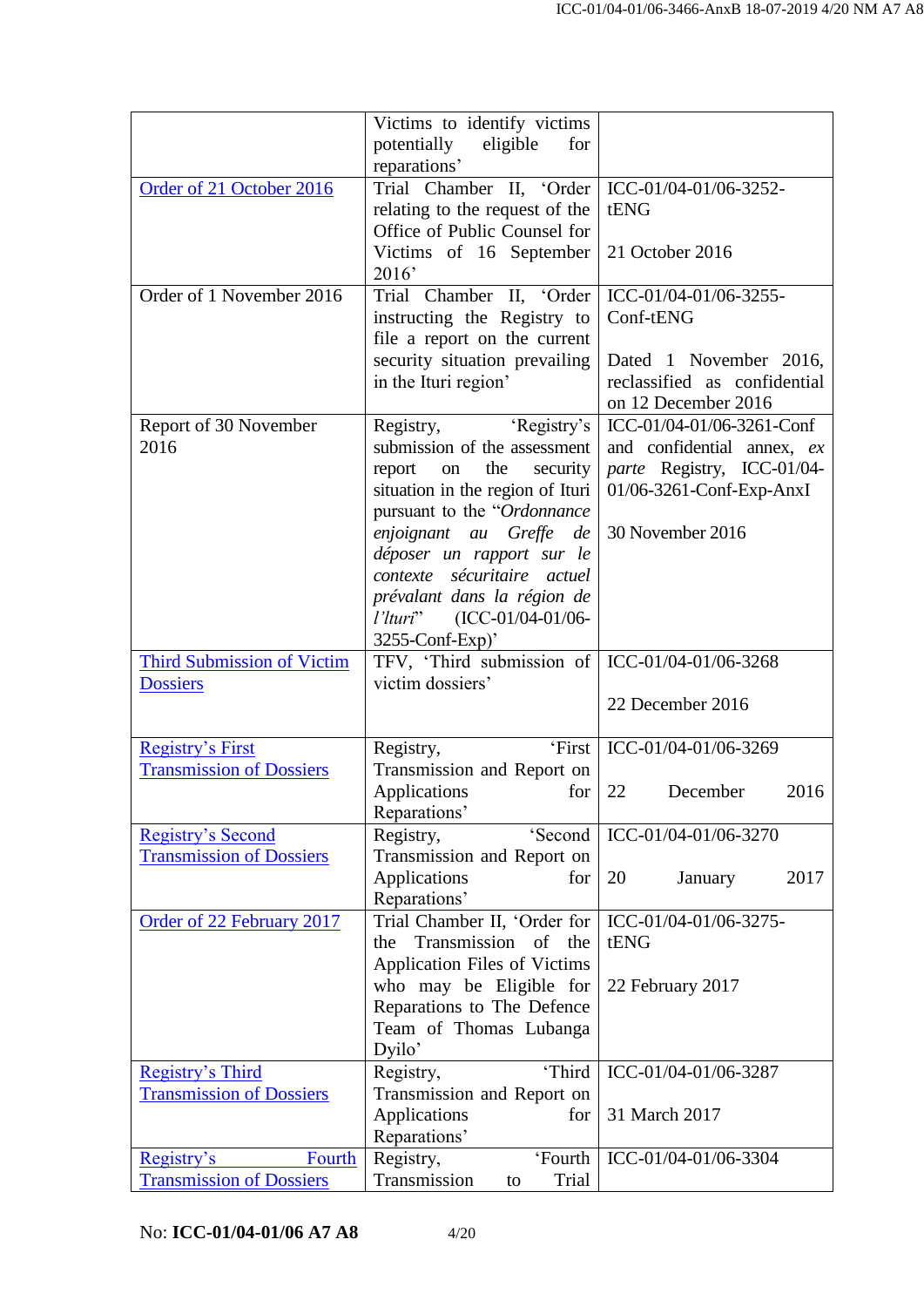| | | |
|---|---|---|
| | Victims to identify victims potentially eligible for reparations' | |
| Order of 21 October 2016 | Trial Chamber II, 'Order relating to the request of the Office of Public Counsel for Victims of 16 September 2016' | ICC-01/04-01/06-3252-tENG<br><br>21 October 2016 |
| Order of 1 November 2016 | Trial Chamber II, 'Order instructing the Registry to file a report on the current security situation prevailing in the Ituri region' | ICC-01/04-01/06-3255-Conf-tENG<br><br>Dated 1 November 2016, reclassified as confidential on 12 December 2016 |
| Report of 30 November 2016 | Registry, 'Registry's submission of the assessment report on the security situation in the region of Ituri pursuant to the "*Ordonnance enjoignant au Greffe de déposer un rapport sur le contexte sécuritaire actuel prévalant dans la région de l'Ituri*" (ICC-01/04-01/06-3255-Conf-Exp)' | ICC-01/04-01/06-3261-Conf and confidential annex, *ex parte* Registry, ICC-01/04-01/06-3261-Conf-Exp-AnxI<br><br>30 November 2016 |
| Third Submission of Victim Dossiers | TFV, 'Third submission of victim dossiers' | ICC-01/04-01/06-3268<br><br>22 December 2016 |
| Registry's First Transmission of Dossiers | Registry, 'First Transmission and Report on Applications for Reparations' | ICC-01/04-01/06-3269<br><br>22 December 2016 |
| Registry's Second Transmission of Dossiers | Registry, 'Second Transmission and Report on Applications for Reparations' | ICC-01/04-01/06-3270<br><br>20 January 2017 |
| Order of 22 February 2017 | Trial Chamber II, 'Order for the Transmission of the Application Files of Victims who may be Eligible for Reparations to The Defence Team of Thomas Lubanga Dyilo' | ICC-01/04-01/06-3275-tENG<br><br>22 February 2017 |
| Registry's Third Transmission of Dossiers | Registry, 'Third Transmission and Report on Applications for Reparations' | ICC-01/04-01/06-3287<br><br>31 March 2017 |
| Registry's Fourth Transmission of Dossiers | Registry, 'Fourth Transmission to Trial | ICC-01/04-01/06-3304 |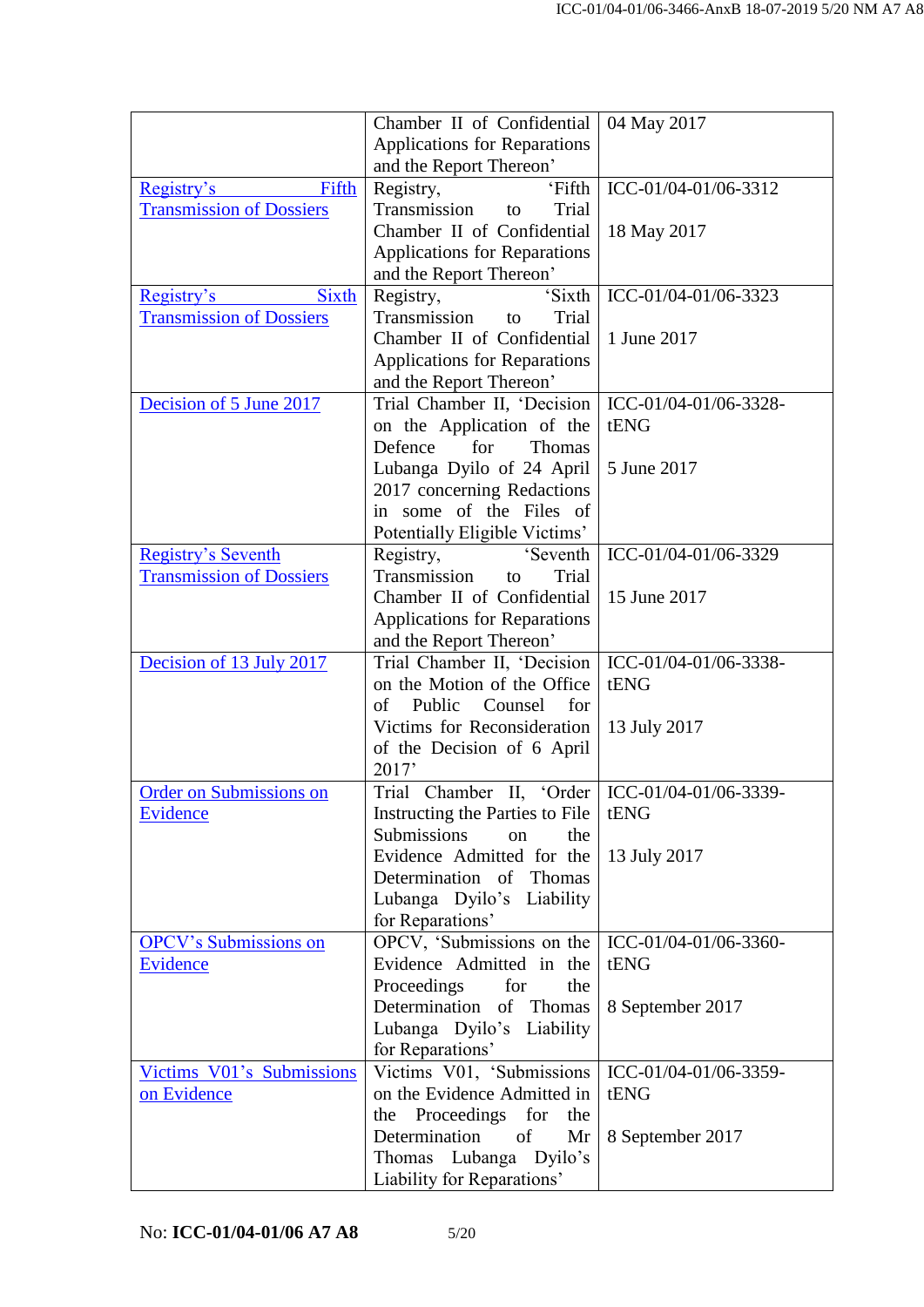| | | |
|---|---|---|
| | Chamber II of Confidential Applications for Reparations and the Report Thereon’ | 04 May 2017 |
| Registry’s Fifth Transmission of Dossiers | Registry, ‘Fifth Transmission to Trial Chamber II of Confidential Applications for Reparations and the Report Thereon’ | ICC-01/04-01/06-3312<br><br>18 May 2017 |
| Registry’s Sixth Transmission of Dossiers | Registry, ‘Sixth Transmission to Trial Chamber II of Confidential Applications for Reparations and the Report Thereon’ | ICC-01/04-01/06-3323<br><br>1 June 2017 |
| Decision of 5 June 2017 | Trial Chamber II, ‘Decision on the Application of the Defence for Thomas Lubanga Dyilo of 24 April 2017 concerning Redactions in some of the Files of Potentially Eligible Victims’ | ICC-01/04-01/06-3328-tENG<br><br>5 June 2017 |
| Registry’s Seventh Transmission of Dossiers | Registry, ‘Seventh Transmission to Trial Chamber II of Confidential Applications for Reparations and the Report Thereon’ | ICC-01/04-01/06-3329<br><br>15 June 2017 |
| Decision of 13 July 2017 | Trial Chamber II, ‘Decision on the Motion of the Office of Public Counsel for Victims for Reconsideration of the Decision of 6 April 2017’ | ICC-01/04-01/06-3338-tENG<br><br>13 July 2017 |
| Order on Submissions on Evidence | Trial Chamber II, ‘Order Instructing the Parties to File Submissions on the Evidence Admitted for the Determination of Thomas Lubanga Dyilo’s Liability for Reparations’ | ICC-01/04-01/06-3339-tENG<br><br>13 July 2017 |
| OPCV’s Submissions on Evidence | OPCV, ‘Submissions on the Evidence Admitted in the Proceedings for the Determination of Thomas Lubanga Dyilo’s Liability for Reparations’ | ICC-01/04-01/06-3360-tENG<br><br>8 September 2017 |
| Victims V01’s Submissions on Evidence | Victims V01, ‘Submissions on the Evidence Admitted in the Proceedings for the Determination of Mr Thomas Lubanga Dyilo’s Liability for Reparations’ | ICC-01/04-01/06-3359-tENG<br><br>8 September 2017 |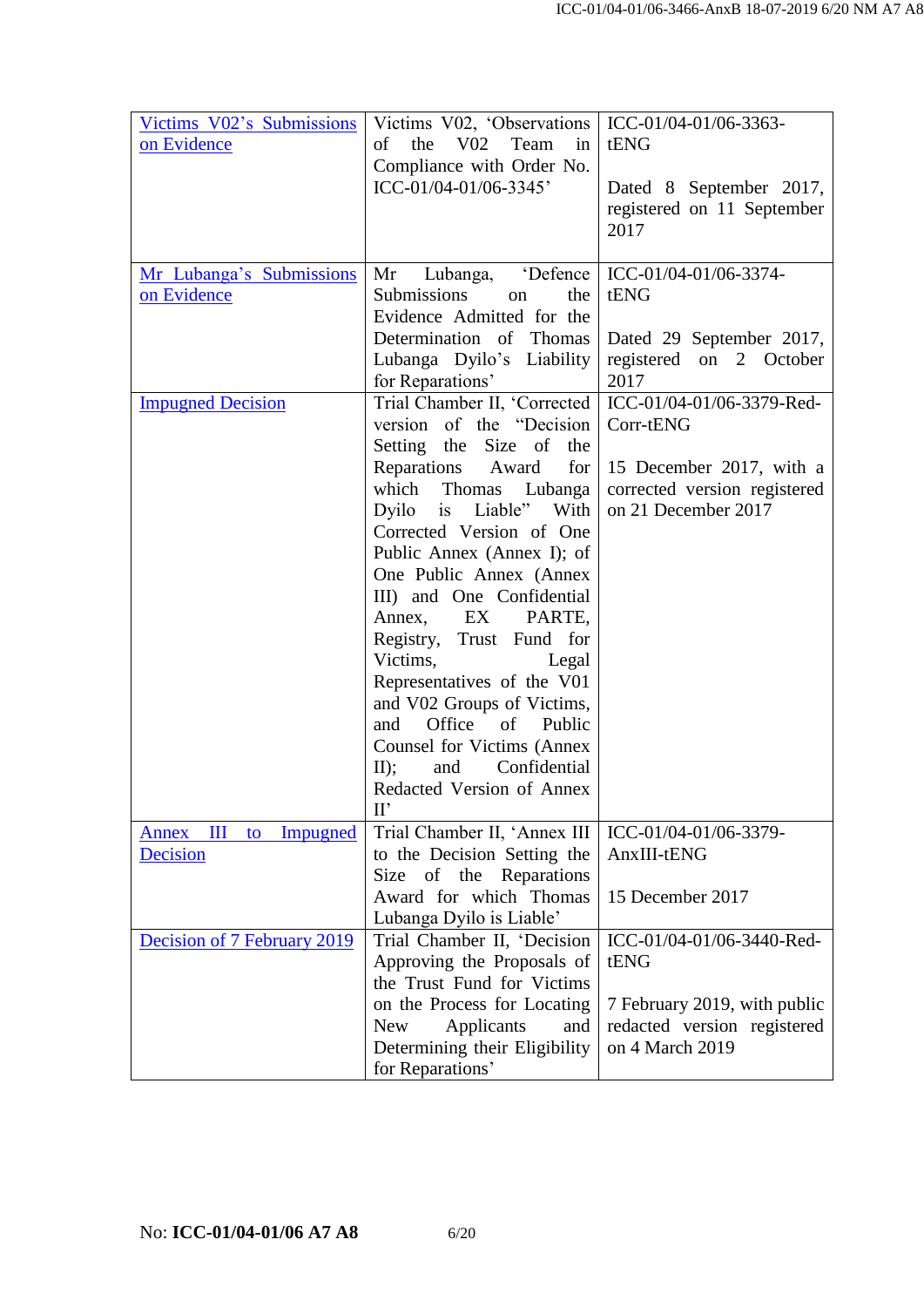| | | |
|---|---|---|
| Victims V02's Submissions on Evidence | Victims V02, 'Observations of the V02 Team in Compliance with Order No. ICC-01/04-01/06-3345' | ICC-01/04-01/06-3363-tENG<br><br>Dated 8 September 2017, registered on 11 September 2017 |
| Mr Lubanga's Submissions on Evidence | Mr Lubanga, 'Defence Submissions on the Evidence Admitted for the Determination of Thomas Lubanga Dyilo's Liability for Reparations' | ICC-01/04-01/06-3374-tENG<br><br>Dated 29 September 2017, registered on 2 October 2017 |
| Impugned Decision | Trial Chamber II, 'Corrected version of the "Decision Setting the Size of the Reparations Award for which Thomas Lubanga Dyilo is Liable" With Corrected Version of One Public Annex (Annex I); of One Public Annex (Annex III) and One Confidential Annex, EX PARTE, Registry, Trust Fund for Victims, Legal Representatives of the V01 and V02 Groups of Victims, and Office of Public Counsel for Victims (Annex II); and Confidential Redacted Version of Annex II' | ICC-01/04-01/06-3379-Red-Corr-tENG<br><br>15 December 2017, with a corrected version registered on 21 December 2017 |
| Annex III to Impugned Decision | Trial Chamber II, 'Annex III to the Decision Setting the Size of the Reparations Award for which Thomas Lubanga Dyilo is Liable' | ICC-01/04-01/06-3379-AnxIII-tENG<br><br>15 December 2017 |
| Decision of 7 February 2019 | Trial Chamber II, 'Decision Approving the Proposals of the Trust Fund for Victims on the Process for Locating New Applicants and Determining their Eligibility for Reparations' | ICC-01/04-01/06-3440-Red-tENG<br><br>7 February 2019, with public redacted version registered on 4 March 2019 |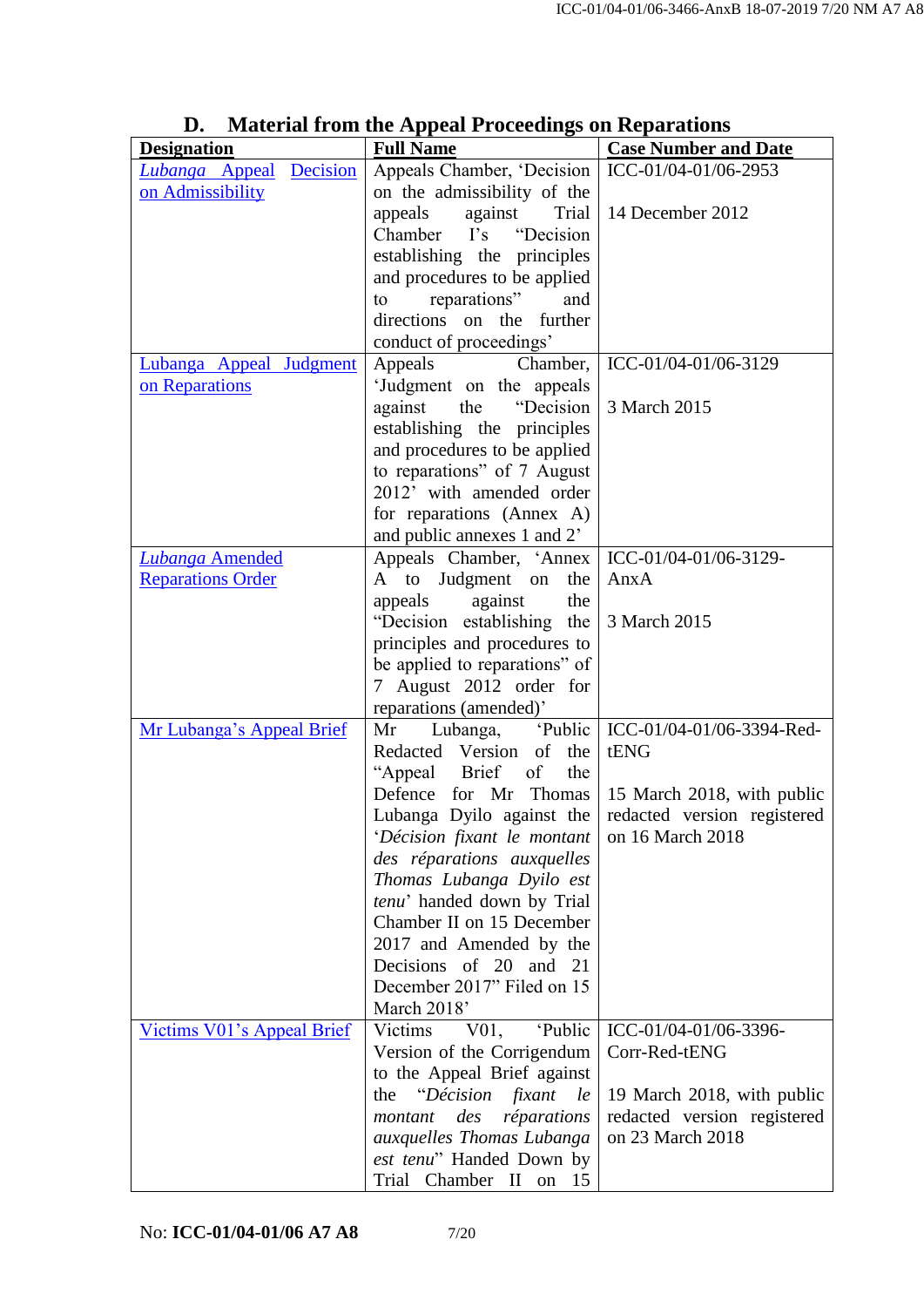## D. Material from the Appeal Proceedings on Reparations

| Designation | Full Name | Case Number and Date |
|---|---|---|
| *Lubanga* Appeal Decision on Admissibility | Appeals Chamber, 'Decision on the admissibility of the appeals against Trial Chamber I's "Decision establishing the principles and procedures to be applied to reparations" and directions on the further conduct of proceedings' | ICC-01/04-01/06-2953<br><br>14 December 2012 |
| Lubanga Appeal Judgment on Reparations | Appeals Chamber, 'Judgment on the appeals against the "Decision establishing the principles and procedures to be applied to reparations" of 7 August 2012' with amended order for reparations (Annex A) and public annexes 1 and 2' | ICC-01/04-01/06-3129<br><br>3 March 2015 |
| *Lubanga* Amended Reparations Order | Appeals Chamber, 'Annex A to Judgment on the appeals against the "Decision establishing the principles and procedures to be applied to reparations" of 7 August 2012 order for reparations (amended)' | ICC-01/04-01/06-3129-AnxA<br><br>3 March 2015 |
| Mr Lubanga's Appeal Brief | Mr Lubanga, 'Public Redacted Version of the "Appeal Brief of the Defence for Mr Thomas Lubanga Dyilo against the '*Décision fixant le montant des réparations auxquelles Thomas Lubanga Dyilo est tenu*' handed down by Trial Chamber II on 15 December 2017 and Amended by the Decisions of 20 and 21 December 2017" Filed on 15 March 2018' | ICC-01/04-01/06-3394-Red-tENG<br><br>15 March 2018, with public redacted version registered on 16 March 2018 |
| Victims V01's Appeal Brief | Victims V01, 'Public Version of the Corrigendum to the Appeal Brief against the "*Décision fixant le montant des réparations auxquelles Thomas Lubanga est tenu*" Handed Down by Trial Chamber II on 15 | ICC-01/04-01/06-3396-Corr-Red-tENG<br><br>19 March 2018, with public redacted version registered on 23 March 2018 |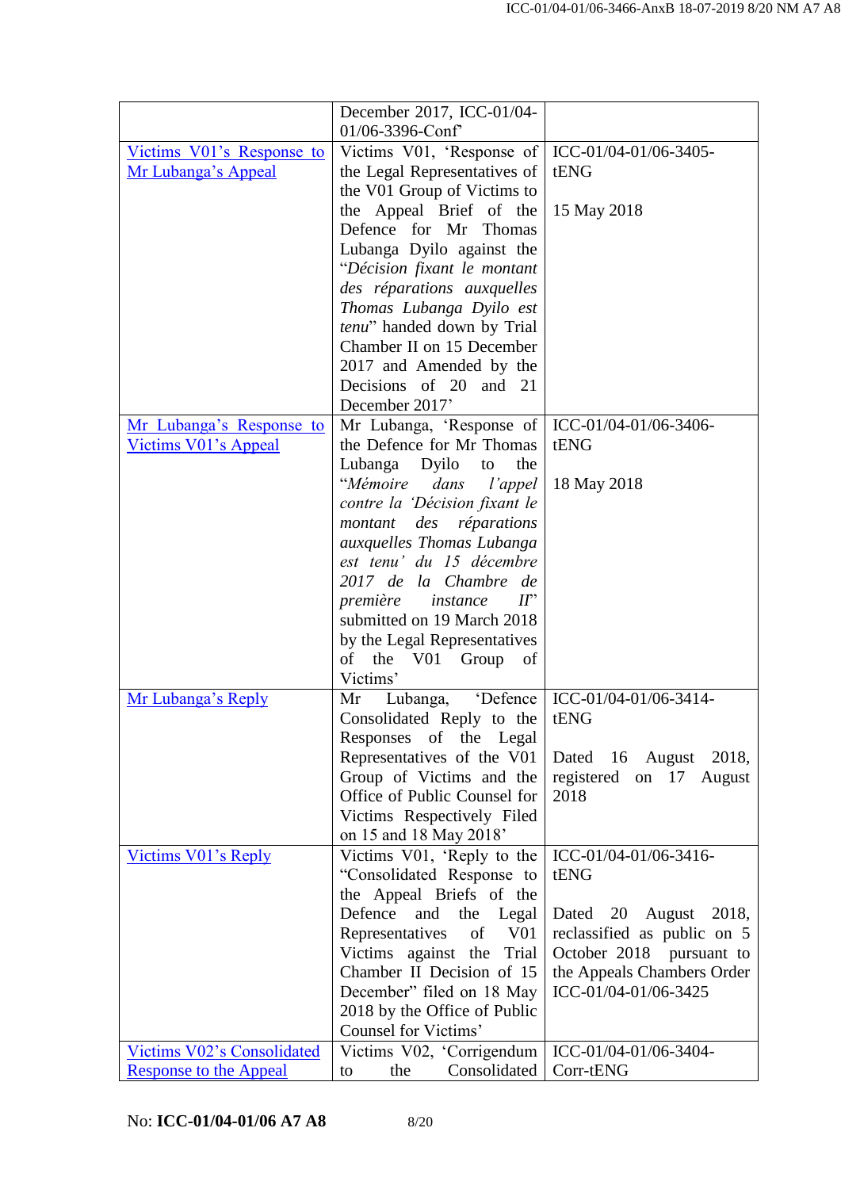| | | |
|---|---|---|
| | December 2017, ICC-01/04-01/06-3396-Conf' | |
| Victims V01's Response to Mr Lubanga's Appeal | Victims V01, 'Response of the Legal Representatives of the V01 Group of Victims to the Appeal Brief of the Defence for Mr Thomas Lubanga Dyilo against the "*Décision fixant le montant des réparations auxquelles Thomas Lubanga Dyilo est tenu*" handed down by Trial Chamber II on 15 December 2017 and Amended by the Decisions of 20 and 21 December 2017' | ICC-01/04-01/06-3405-tENG<br><br>15 May 2018 |
| Mr Lubanga's Response to Victims V01's Appeal | Mr Lubanga, 'Response of the Defence for Mr Thomas Lubanga Dyilo to the "*Mémoire dans l'appel contre la 'Décision fixant le montant des réparations auxquelles Thomas Lubanga est tenu' du 15 décembre 2017 de la Chambre de première instance II*" submitted on 19 March 2018 by the Legal Representatives of the V01 Group of Victims' | ICC-01/04-01/06-3406-tENG<br><br>18 May 2018 |
| Mr Lubanga's Reply | Mr Lubanga, 'Defence Consolidated Reply to the Responses of the Legal Representatives of the V01 Group of Victims and the Office of Public Counsel for Victims Respectively Filed on 15 and 18 May 2018' | ICC-01/04-01/06-3414-tENG<br><br>Dated 16 August 2018, registered on 17 August 2018 |
| Victims V01's Reply | Victims V01, 'Reply to the "Consolidated Response to the Appeal Briefs of the Defence and the Legal Representatives of V01 Victims against the Trial Chamber II Decision of 15 December" filed on 18 May 2018 by the Office of Public Counsel for Victims' | ICC-01/04-01/06-3416-tENG<br><br>Dated 20 August 2018, reclassified as public on 5 October 2018 pursuant to the Appeals Chambers Order ICC-01/04-01/06-3425 |
| Victims V02's Consolidated Response to the Appeal | Victims V02, 'Corrigendum to the Consolidated | ICC-01/04-01/06-3404-Corr-tENG |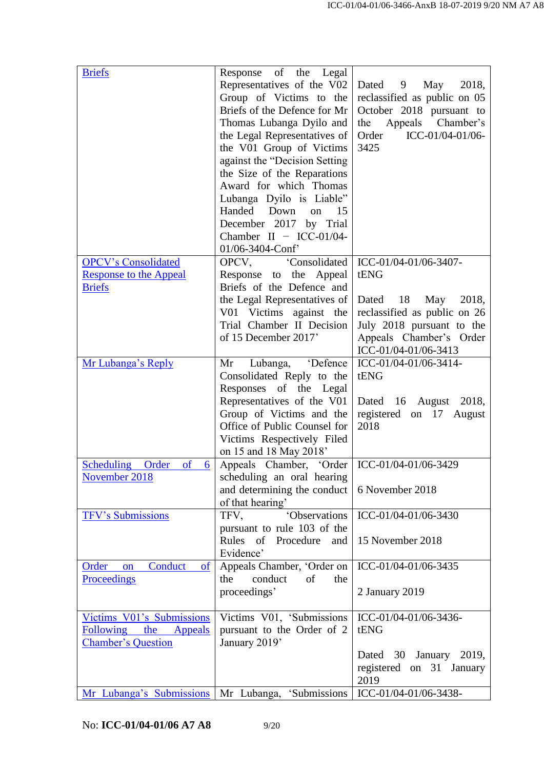| | | |
|---|---|---|
| Briefs | Response of the Legal Representatives of the V02 Group of Victims to the Briefs of the Defence for Mr Thomas Lubanga Dyilo and the Legal Representatives of the V01 Group of Victims against the "Decision Setting the Size of the Reparations Award for which Thomas Lubanga Dyilo is Liable" Handed Down on 15 December 2017 by Trial Chamber II – ICC-01/04-01/06-3404-Conf' | Dated 9 May 2018, reclassified as public on 05 October 2018 pursuant to the Appeals Chamber's Order ICC-01/04-01/06-3425 |
| OPCV's Consolidated Response to the Appeal Briefs | OPCV, 'Consolidated Response to the Appeal Briefs of the Defence and the Legal Representatives of V01 Victims against the Trial Chamber II Decision of 15 December 2017' | ICC-01/04-01/06-3407-tENG<br><br>Dated 18 May 2018, reclassified as public on 26 July 2018 pursuant to the Appeals Chamber's Order ICC-01/04-01/06-3413 |
| Mr Lubanga's Reply | Mr Lubanga, 'Defence Consolidated Reply to the Responses of the Legal Representatives of the V01 Group of Victims and the Office of Public Counsel for Victims Respectively Filed on 15 and 18 May 2018' | ICC-01/04-01/06-3414-tENG<br><br>Dated 16 August 2018, registered on 17 August 2018 |
| Scheduling Order of 6 November 2018 | Appeals Chamber, 'Order scheduling an oral hearing and determining the conduct of that hearing' | ICC-01/04-01/06-3429<br><br>6 November 2018 |
| TFV's Submissions | TFV, 'Observations pursuant to rule 103 of the Rules of Procedure and Evidence' | ICC-01/04-01/06-3430<br><br>15 November 2018 |
| Order on Conduct of Proceedings | Appeals Chamber, 'Order on the conduct of the proceedings' | ICC-01/04-01/06-3435<br><br>2 January 2019 |
| Victims V01's Submissions Following the Appeals Chamber's Question | Victims V01, 'Submissions pursuant to the Order of 2 January 2019' | ICC-01/04-01/06-3436-tENG<br><br>Dated 30 January 2019, registered on 31 January 2019 |
| Mr Lubanga's Submissions | Mr Lubanga, 'Submissions | ICC-01/04-01/06-3438- |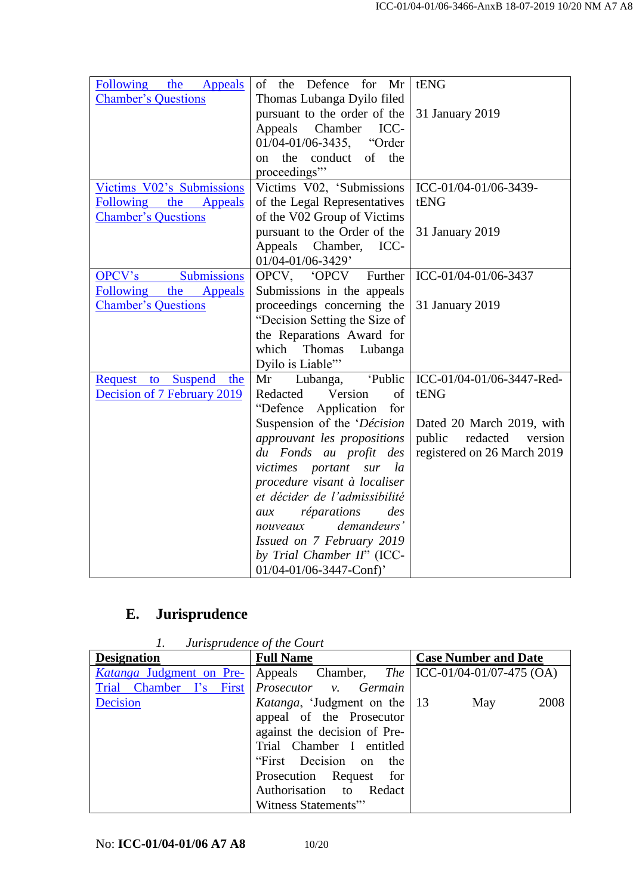| | | |
|---|---|---|
| Following the Appeals Chamber's Questions | of the Defence for Mr Thomas Lubanga Dyilo filed pursuant to the order of the Appeals Chamber ICC-01/04-01/06-3435, "Order on the conduct of the proceedings"' | tENG<br><br>31 January 2019 |
| Victims V02's Submissions Following the Appeals Chamber's Questions | Victims V02, 'Submissions of the Legal Representatives of the V02 Group of Victims pursuant to the Order of the Appeals Chamber, ICC-01/04-01/06-3429' | ICC-01/04-01/06-3439-tENG<br><br>31 January 2019 |
| OPCV's Submissions Following the Appeals Chamber's Questions | OPCV, 'OPCV Further Submissions in the appeals proceedings concerning the "Decision Setting the Size of the Reparations Award for which Thomas Lubanga Dyilo is Liable"' | ICC-01/04-01/06-3437<br><br>31 January 2019 |
| Request to Suspend the Decision of 7 February 2019 | Mr Lubanga, 'Public Redacted Version of "Defence Application for Suspension of the '*Décision approuvant les propositions du Fonds au profit des victimes portant sur la procedure visant à localiser et décider de l'admissibilité aux réparations des nouveaux demandeurs' Issued on 7 February 2019 by Trial Chamber II*" (ICC-01/04-01/06-3447-Conf)' | ICC-01/04-01/06-3447-Red-tENG<br><br>Dated 20 March 2019, with public redacted version registered on 26 March 2019 |

## E. Jurisprudence

### 1. *Jurisprudence of the Court*

| **Designation** | **Full Name** | **Case Number and Date** |
|---|---|---|
| *Katanga* Judgment on Pre-Trial Chamber I's First Decision | Appeals Chamber, *The Prosecutor v. Germain Katanga*, 'Judgment on the appeal of the Prosecutor against the decision of Pre-Trial Chamber I entitled "First Decision on the Prosecution Request for Authorisation to Redact Witness Statements"' | ICC-01/04-01/07-475 (OA)<br><br>13 May 2008 |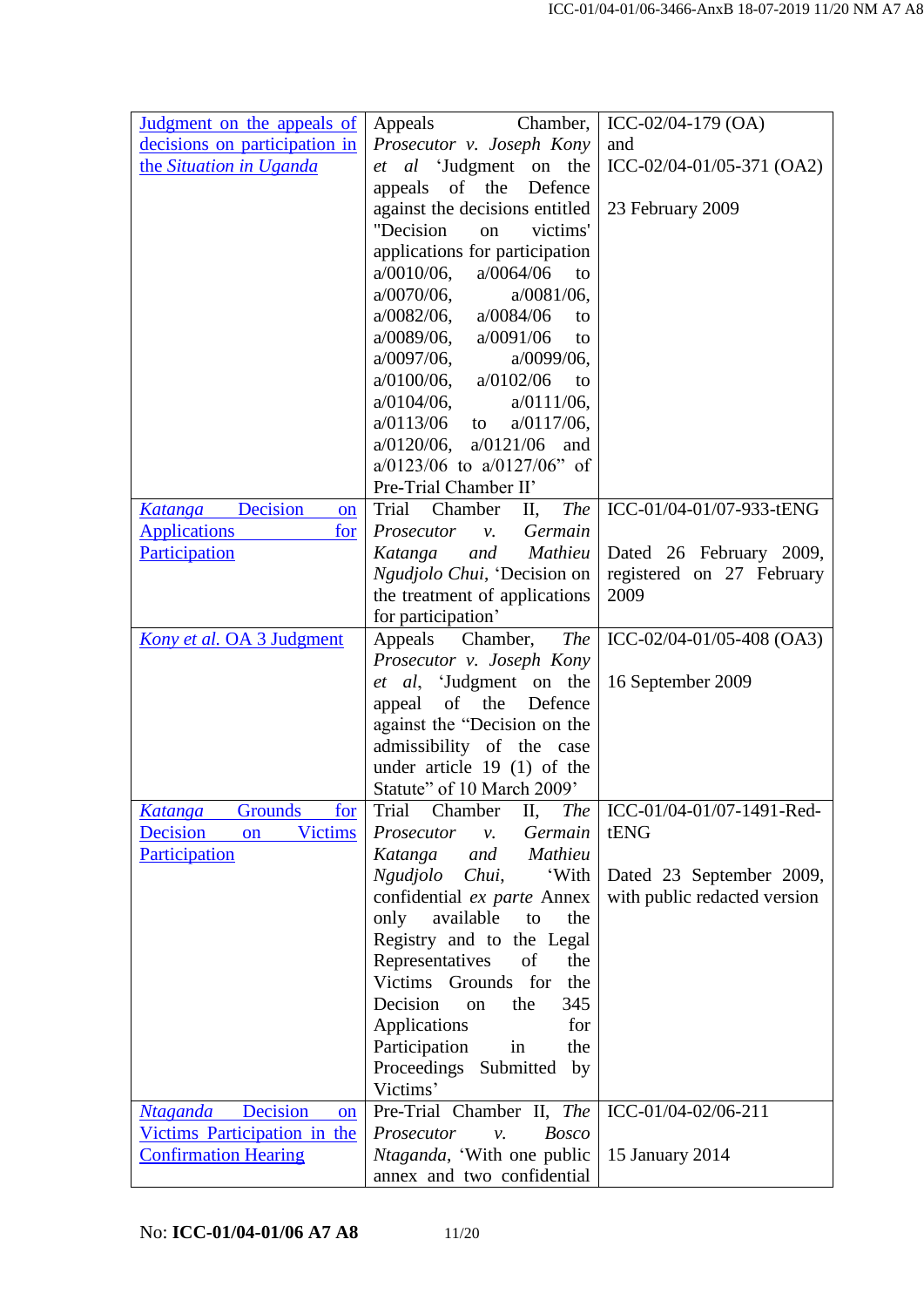| | | |
|---|---|---|
| Judgment on the appeals of decisions on participation in the *Situation in Uganda* | Appeals Chamber, *Prosecutor v. Joseph Kony et al* 'Judgment on the appeals of the Defence against the decisions entitled "Decision on victims' applications for participation a/0010/06, a/0064/06 to a/0070/06, a/0081/06, a/0082/06, a/0084/06 to a/0089/06, a/0091/06 to a/0097/06, a/0099/06, a/0100/06, a/0102/06 to a/0104/06, a/0111/06, a/0113/06 to a/0117/06, a/0120/06, a/0121/06 and a/0123/06 to a/0127/06" of Pre-Trial Chamber II' | ICC-02/04-179 (OA) and ICC-02/04-01/05-371 (OA2)<br><br>23 February 2009 |
| *Katanga* Decision on Applications for Participation | Trial Chamber II, *The Prosecutor v. Germain Katanga and Mathieu Ngudjolo Chui*, 'Decision on the treatment of applications for participation' | ICC-01/04-01/07-933-tENG<br><br>Dated 26 February 2009, registered on 27 February 2009 |
| *Kony et al.* OA 3 Judgment | Appeals Chamber, *The Prosecutor v. Joseph Kony et al*, 'Judgment on the appeal of the Defence against the "Decision on the admissibility of the case under article 19 (1) of the Statute" of 10 March 2009' | ICC-02/04-01/05-408 (OA3)<br><br>16 September 2009 |
| *Katanga* Grounds for Decision on Victims Participation | Trial Chamber II, *The Prosecutor v. Germain Katanga and Mathieu Ngudjolo Chui*, 'With confidential *ex parte* Annex only available to the Registry and to the Legal Representatives of the Victims Grounds for the Decision on the 345 Applications for Participation in the Proceedings Submitted by Victims' | ICC-01/04-01/07-1491-Red-tENG<br><br>Dated 23 September 2009, with public redacted version |
| *Ntaganda* Decision on Victims Participation in the Confirmation Hearing | Pre-Trial Chamber II, *The Prosecutor v. Bosco Ntaganda*, 'With one public annex and two confidential | ICC-01/04-02/06-211<br><br>15 January 2014 |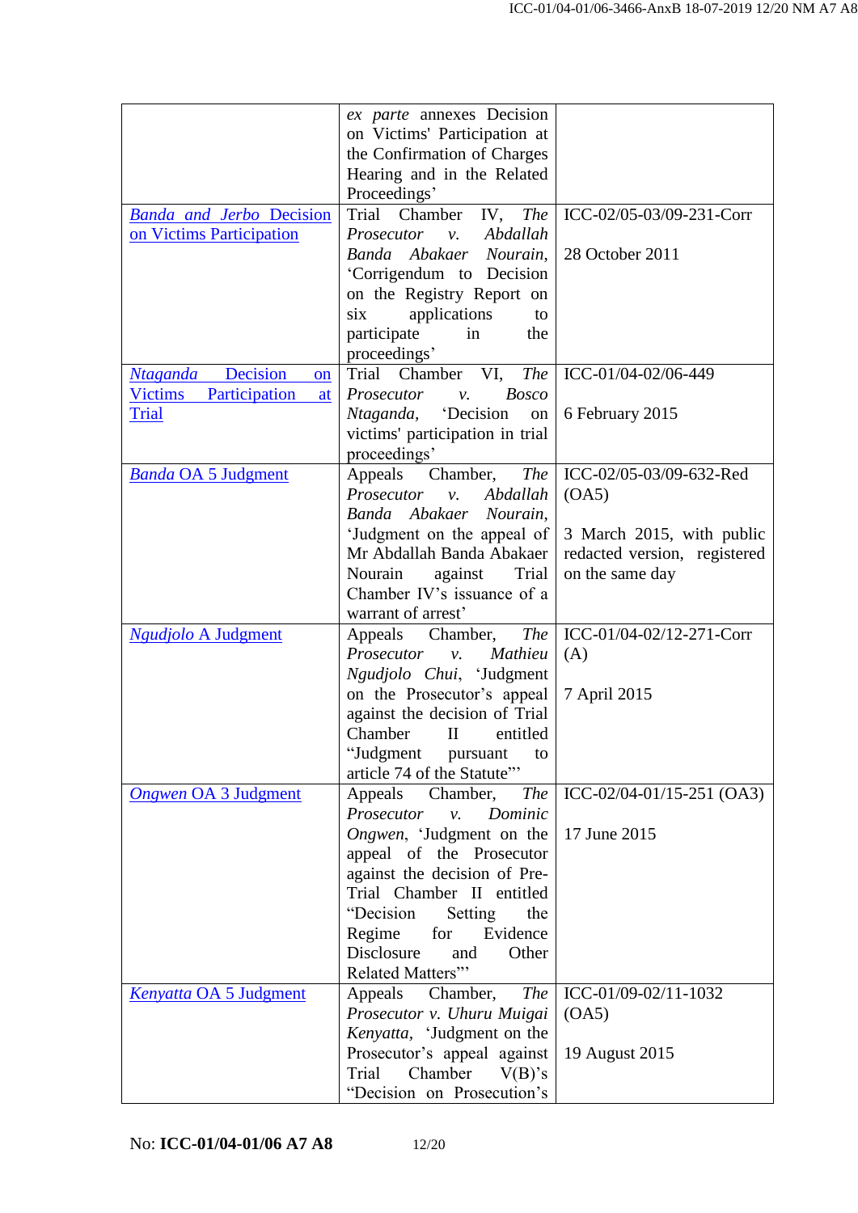| | | |
|---|---|---|
| | *ex parte* annexes Decision on Victims' Participation at the Confirmation of Charges Hearing and in the Related Proceedings' | |
| *Banda and Jerbo* Decision on Victims Participation | Trial Chamber IV, *The Prosecutor v. Abdallah Banda Abakaer Nourain*, 'Corrigendum to Decision on the Registry Report on six applications to participate in the proceedings' | ICC-02/05-03/09-231-Corr<br><br>28 October 2011 |
| *Ntaganda* Decision on Victims Participation at Trial | Trial Chamber VI, *The Prosecutor v. Bosco Ntaganda*, 'Decision on victims' participation in trial proceedings' | ICC-01/04-02/06-449<br><br>6 February 2015 |
| *Banda* OA 5 Judgment | Appeals Chamber, *The Prosecutor v. Abdallah Banda Abakaer Nourain*, 'Judgment on the appeal of Mr Abdallah Banda Abakaer Nourain against Trial Chamber IV's issuance of a warrant of arrest' | ICC-02/05-03/09-632-Red (OA5)<br><br>3 March 2015, with public redacted version, registered on the same day |
| *Ngudjolo* A Judgment | Appeals Chamber, *The Prosecutor v. Mathieu Ngudjolo Chui*, 'Judgment on the Prosecutor's appeal against the decision of Trial Chamber II entitled "Judgment pursuant to article 74 of the Statute"' | ICC-01/04-02/12-271-Corr (A)<br><br>7 April 2015 |
| *Ongwen* OA 3 Judgment | Appeals Chamber, *The Prosecutor v. Dominic Ongwen*, 'Judgment on the appeal of the Prosecutor against the decision of Pre-Trial Chamber II entitled "Decision Setting the Regime for Evidence Disclosure and Other Related Matters"' | ICC-02/04-01/15-251 (OA3)<br><br>17 June 2015 |
| *Kenyatta* OA 5 Judgment | Appeals Chamber, *The Prosecutor v. Uhuru Muigai Kenyatta*, 'Judgment on the Prosecutor's appeal against Trial Chamber V(B)'s "Decision on Prosecution's | ICC-01/09-02/11-1032 (OA5)<br><br>19 August 2015 |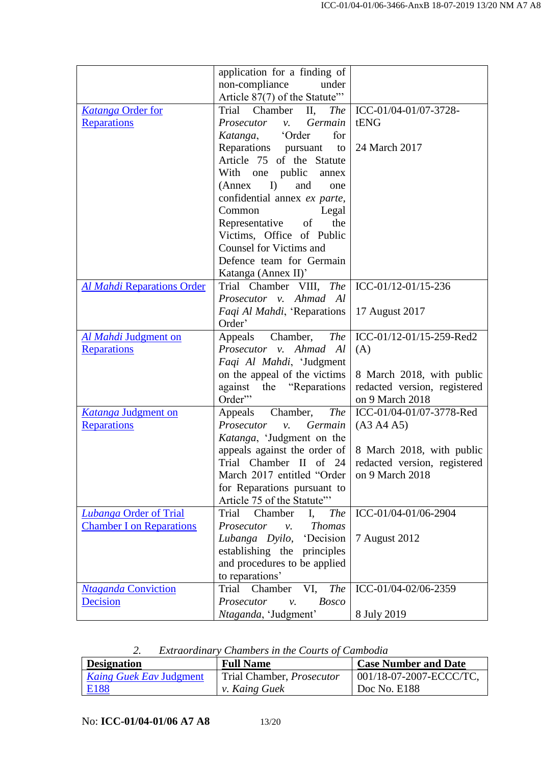| | | |
|---|---|---|
| | application for a finding of non-compliance under Article 87(7) of the Statute"' | |
| *Katanga* Order for Reparations | Trial Chamber II, *The Prosecutor v. Germain Katanga*, 'Order for Reparations pursuant to Article 75 of the Statute With one public annex (Annex I) and one confidential annex *ex parte*, Common Legal Representative of the Victims, Office of Public Counsel for Victims and Defence team for Germain Katanga (Annex II)' | ICC-01/04-01/07-3728-tENG<br><br>24 March 2017 |
| *Al Mahdi* Reparations Order | Trial Chamber VIII, *The Prosecutor v. Ahmad Al Faqi Al Mahdi*, 'Reparations Order' | ICC-01/12-01/15-236<br><br>17 August 2017 |
| *Al Mahdi* Judgment on Reparations | Appeals Chamber, *The Prosecutor v. Ahmad Al Faqi Al Mahdi*, 'Judgment on the appeal of the victims against the "Reparations Order"' | ICC-01/12-01/15-259-Red2 (A)<br><br>8 March 2018, with public redacted version, registered on 9 March 2018 |
| *Katanga* Judgment on Reparations | Appeals Chamber, *The Prosecutor v. Germain Katanga*, 'Judgment on the appeals against the order of Trial Chamber II of 24 March 2017 entitled "Order for Reparations pursuant to Article 75 of the Statute"' | ICC-01/04-01/07-3778-Red (A3 A4 A5)<br><br>8 March 2018, with public redacted version, registered on 9 March 2018 |
| *Lubanga* Order of Trial Chamber I on Reparations | Trial Chamber I, *The Prosecutor v. Thomas Lubanga Dyilo*, 'Decision establishing the principles and procedures to be applied to reparations' | ICC-01/04-01/06-2904<br><br>7 August 2012 |
| *Ntaganda* Conviction Decision | Trial Chamber VI, *The Prosecutor v. Bosco Ntaganda*, 'Judgment' | ICC-01/04-02/06-2359<br><br>8 July 2019 |

*2. Extraordinary Chambers in the Courts of Cambodia*

| **Designation** | **Full Name** | **Case Number and Date** |
|---|---|---|
| *Kaing Guek Eav Judgment* E188 | Trial Chamber, *Prosecutor v. Kaing Guek* | 001/18-07-2007-ECCC/TC, Doc No. E188 |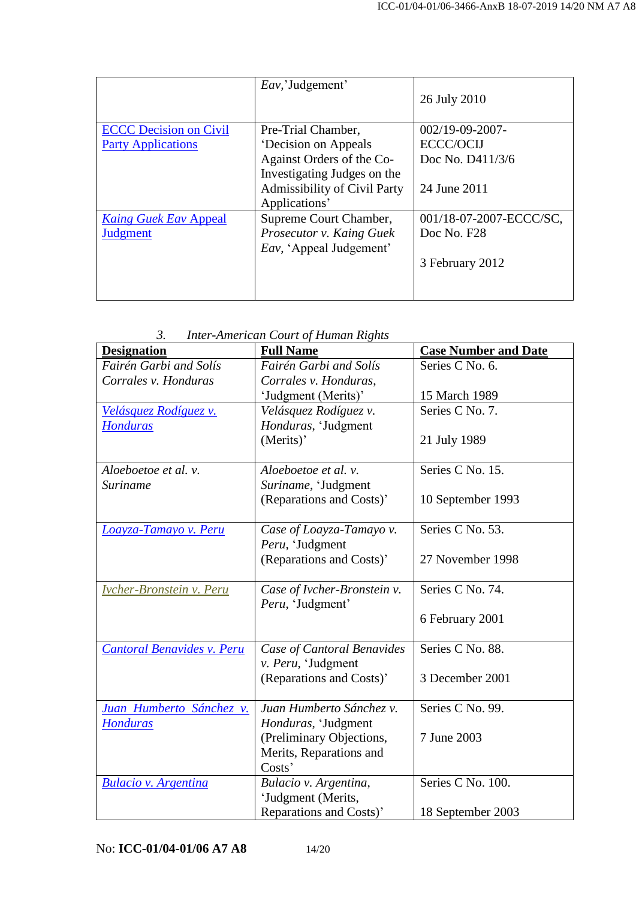| | *Eav*,'Judgement' | 26 July 2010 |
|---|---|---|
| ECCC Decision on Civil Party Applications | Pre-Trial Chamber, 'Decision on Appeals Against Orders of the Co-Investigating Judges on the Admissibility of Civil Party Applications' | 002/19-09-2007-ECCC/OCIJ Doc No. D411/3/6<br><br>24 June 2011 |
| *Kaing Guek Eav* Appeal Judgment | Supreme Court Chamber, *Prosecutor v. Kaing Guek Eav*, 'Appeal Judgement' | 001/18-07-2007-ECCC/SC, Doc No. F28<br><br>3 February 2012 |

*3. Inter-American Court of Human Rights*

| **Designation** | **Full Name** | **Case Number and Date** |
|---|---|---|
| *Fairén Garbi and Solís Corrales v. Honduras* | *Fairén Garbi and Solís Corrales v. Honduras*, 'Judgment (Merits)' | Series C No. 6.<br><br>15 March 1989 |
| *Velásquez Rodíguez v. Honduras* | *Velásquez Rodíguez v. Honduras*, 'Judgment (Merits)' | Series C No. 7.<br><br>21 July 1989 |
| *Aloeboetoe et al. v. Suriname* | *Aloeboetoe et al. v. Suriname*, 'Judgment (Reparations and Costs)' | Series C No. 15.<br><br>10 September 1993 |
| *Loayza-Tamayo v. Peru* | *Case of Loayza-Tamayo v. Peru*, 'Judgment (Reparations and Costs)' | Series C No. 53.<br><br>27 November 1998 |
| *Ivcher-Bronstein v. Peru* | *Case of Ivcher-Bronstein v. Peru*, 'Judgment' | Series C No. 74.<br><br>6 February 2001 |
| *Cantoral Benavides v. Peru* | *Case of Cantoral Benavides v. Peru*, 'Judgment (Reparations and Costs)' | Series C No. 88.<br><br>3 December 2001 |
| *Juan Humberto Sánchez v. Honduras* | *Juan Humberto Sánchez v. Honduras*, 'Judgment (Preliminary Objections, Merits, Reparations and Costs' | Series C No. 99.<br><br>7 June 2003 |
| *Bulacio v. Argentina* | *Bulacio v. Argentina*, 'Judgment (Merits, Reparations and Costs)' | Series C No. 100.<br><br>18 September 2003 |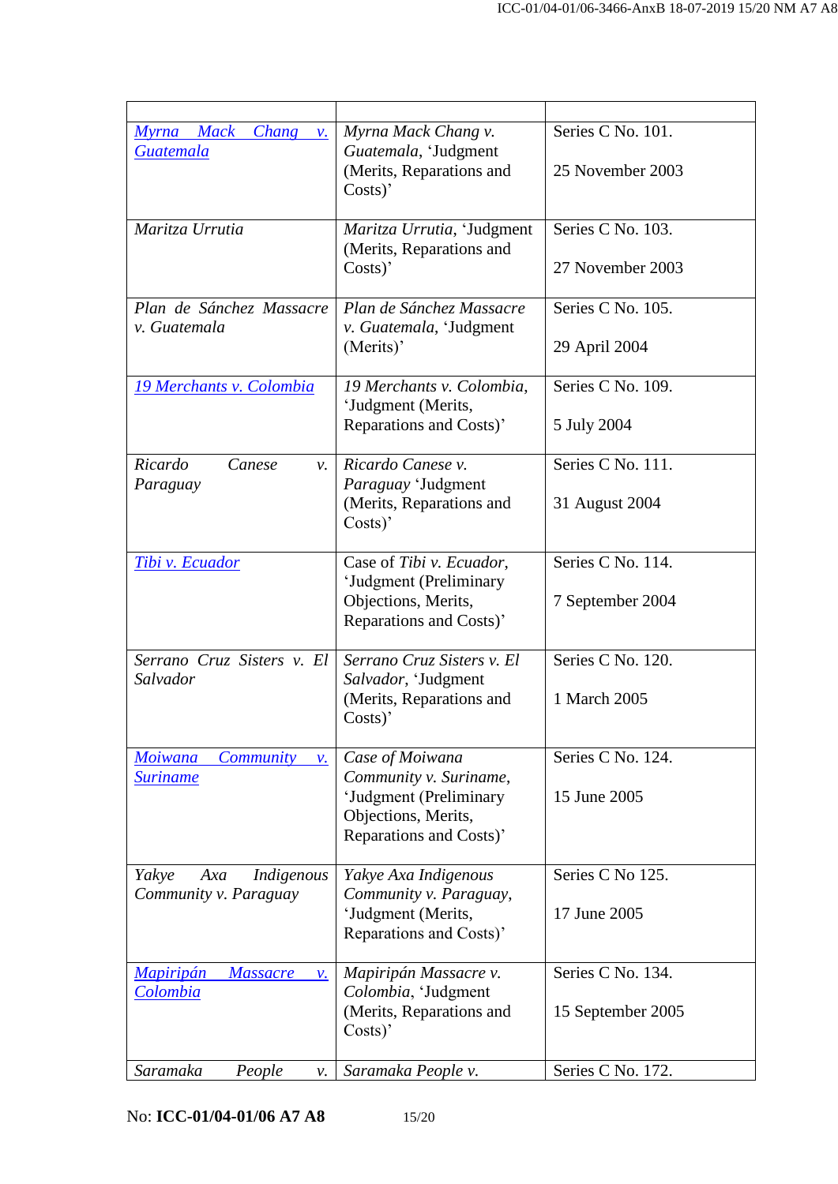| | | |
|---|---|---|
| *Myrna Mack Chang v. Guatemala* | *Myrna Mack Chang v. Guatemala*, 'Judgment (Merits, Reparations and Costs)' | Series C No. 101.<br><br>25 November 2003 |
| *Maritza Urrutia* | *Maritza Urrutia*, 'Judgment (Merits, Reparations and Costs)' | Series C No. 103.<br><br>27 November 2003 |
| *Plan de Sánchez Massacre v. Guatemala* | *Plan de Sánchez Massacre v. Guatemala*, 'Judgment (Merits)' | Series C No. 105.<br><br>29 April 2004 |
| *19 Merchants v. Colombia* | *19 Merchants v. Colombia*, 'Judgment (Merits, Reparations and Costs)' | Series C No. 109.<br><br>5 July 2004 |
| *Ricardo Canese v. Paraguay* | *Ricardo Canese v. Paraguay* 'Judgment (Merits, Reparations and Costs)' | Series C No. 111.<br><br>31 August 2004 |
| *Tibi v. Ecuador* | Case of *Tibi v. Ecuador*, 'Judgment (Preliminary Objections, Merits, Reparations and Costs)' | Series C No. 114.<br><br>7 September 2004 |
| *Serrano Cruz Sisters v. El Salvador* | *Serrano Cruz Sisters v. El Salvador*, 'Judgment (Merits, Reparations and Costs)' | Series C No. 120.<br><br>1 March 2005 |
| *Moiwana Community v. Suriname* | *Case of Moiwana Community v. Suriname*, 'Judgment (Preliminary Objections, Merits, Reparations and Costs)' | Series C No. 124.<br><br>15 June 2005 |
| *Yakye Axa Indigenous Community v. Paraguay* | *Yakye Axa Indigenous Community v. Paraguay*, 'Judgment (Merits, Reparations and Costs)' | Series C No 125.<br><br>17 June 2005 |
| *Mapiripán Massacre v. Colombia* | *Mapiripán Massacre v. Colombia*, 'Judgment (Merits, Reparations and Costs)' | Series C No. 134.<br><br>15 September 2005 |
| *Saramaka People v.* | *Saramaka People v.* | Series C No. 172. |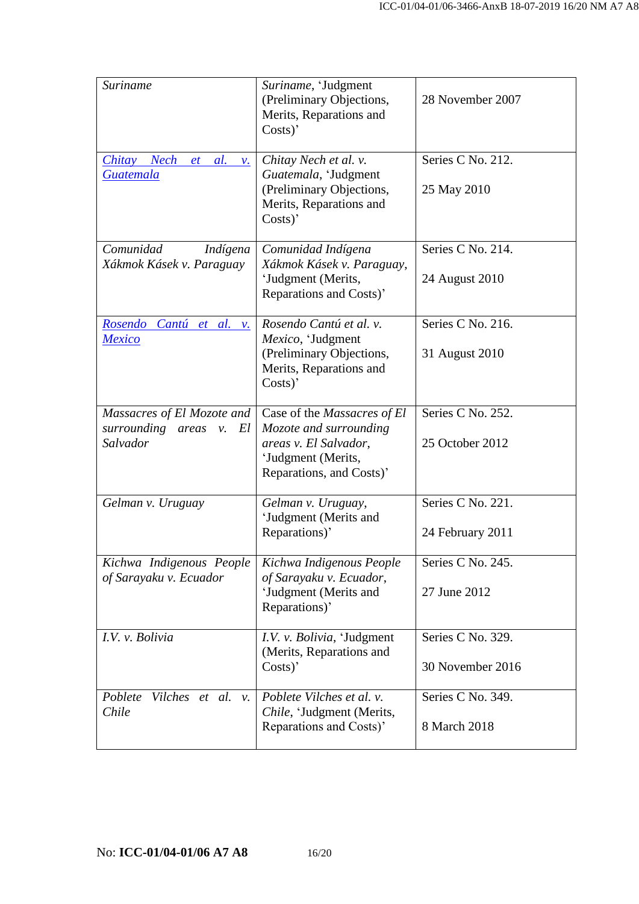| | | |
|---|---|---|
| *Suriname* | *Suriname*, 'Judgment (Preliminary Objections, Merits, Reparations and Costs)' | 28 November 2007 |
| *Chitay Nech et al. v. Guatemala* | *Chitay Nech et al. v. Guatemala*, 'Judgment (Preliminary Objections, Merits, Reparations and Costs)' | Series C No. 212.<br><br>25 May 2010 |
| *Comunidad Indígena Xákmok Kásek v. Paraguay* | *Comunidad Indígena Xákmok Kásek v. Paraguay*, 'Judgment (Merits, Reparations and Costs)' | Series C No. 214.<br><br>24 August 2010 |
| *Rosendo Cantú et al. v. Mexico* | *Rosendo Cantú et al. v. Mexico*, 'Judgment (Preliminary Objections, Merits, Reparations and Costs)' | Series C No. 216.<br><br>31 August 2010 |
| *Massacres of El Mozote and surrounding areas v. El Salvador* | Case of the *Massacres of El Mozote and surrounding areas v. El Salvador*, 'Judgment (Merits, Reparations, and Costs)' | Series C No. 252.<br><br>25 October 2012 |
| *Gelman v. Uruguay* | *Gelman v. Uruguay*, 'Judgment (Merits and Reparations)' | Series C No. 221.<br><br>24 February 2011 |
| *Kichwa Indigenous People of Sarayaku v. Ecuador* | *Kichwa Indigenous People of Sarayaku v. Ecuador*, 'Judgment (Merits and Reparations)' | Series C No. 245.<br><br>27 June 2012 |
| *I.V. v. Bolivia* | *I.V. v. Bolivia*, 'Judgment (Merits, Reparations and Costs)' | Series C No. 329.<br><br>30 November 2016 |
| *Poblete Vilches et al. v. Chile* | *Poblete Vilches et al. v. Chile*, 'Judgment (Merits, Reparations and Costs)' | Series C No. 349.<br><br>8 March 2018 |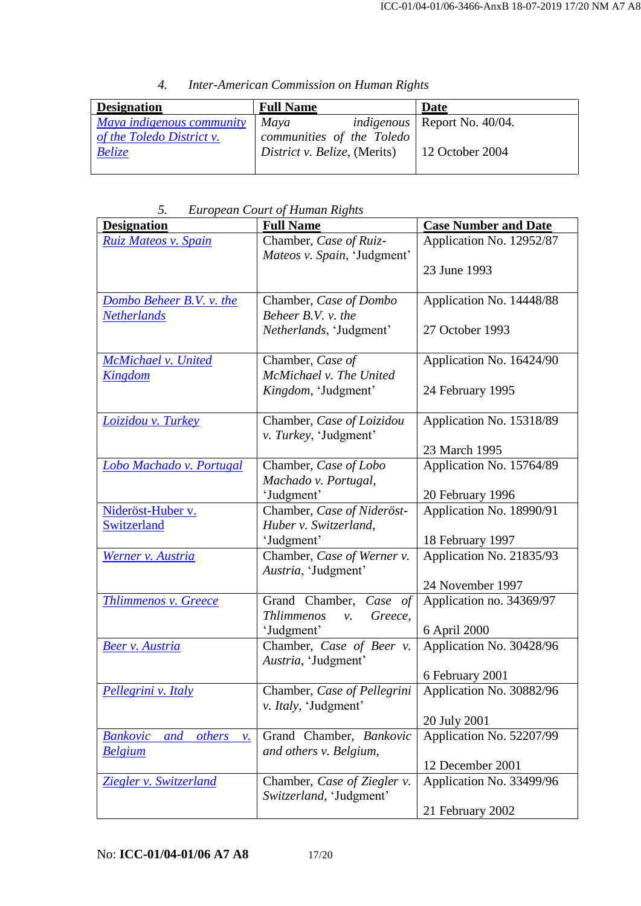4. *Inter-American Commission on Human Rights*

| Designation | Full Name | Date |
|---|---|---|
| *Maya indigenous community of the Toledo District v. Belize* | *Maya indigenous communities of the Toledo District v. Belize*, (Merits) | Report No. 40/04. 12 October 2004 |

5. *European Court of Human Rights*

| Designation | Full Name | Case Number and Date |
|---|---|---|
| *Ruiz Mateos v. Spain* | Chamber, *Case of Ruiz-Mateos v. Spain*, 'Judgment' | Application No. 12952/87 23 June 1993 |
| *Dombo Beheer B.V. v. the Netherlands* | Chamber, *Case of Dombo Beheer B.V. v. the Netherlands*, 'Judgment' | Application No. 14448/88 27 October 1993 |
| *McMichael v. United Kingdom* | Chamber, *Case of McMichael v. The United Kingdom*, 'Judgment' | Application No. 16424/90 24 February 1995 |
| *Loizidou v. Turkey* | Chamber, *Case of Loizidou v. Turkey*, 'Judgment' | Application No. 15318/89 23 March 1995 |
| *Lobo Machado v. Portugal* | Chamber, *Case of Lobo Machado v. Portugal*, 'Judgment' | Application No. 15764/89 20 February 1996 |
| Nideröst-Huber v. Switzerland | Chamber, *Case of Nideröst-Huber v. Switzerland*, 'Judgment' | Application No. 18990/91 18 February 1997 |
| *Werner v. Austria* | Chamber, *Case of Werner v. Austria*, 'Judgment' | Application No. 21835/93 24 November 1997 |
| *Thlimmenos v. Greece* | Grand Chamber, *Case of Thlimmenos v. Greece*, 'Judgment' | Application no. 34369/97 6 April 2000 |
| *Beer v. Austria* | Chamber, *Case of Beer v. Austria*, 'Judgment' | Application No. 30428/96 6 February 2001 |
| *Pellegrini v. Italy* | Chamber, *Case of Pellegrini v. Italy*, 'Judgment' | Application No. 30882/96 20 July 2001 |
| *Bankovic and others v. Belgium* | Grand Chamber, *Bankovic and others v. Belgium*, | Application No. 52207/99 12 December 2001 |
| *Ziegler v. Switzerland* | Chamber, *Case of Ziegler v. Switzerland*, 'Judgment' | Application No. 33499/96 21 February 2002 |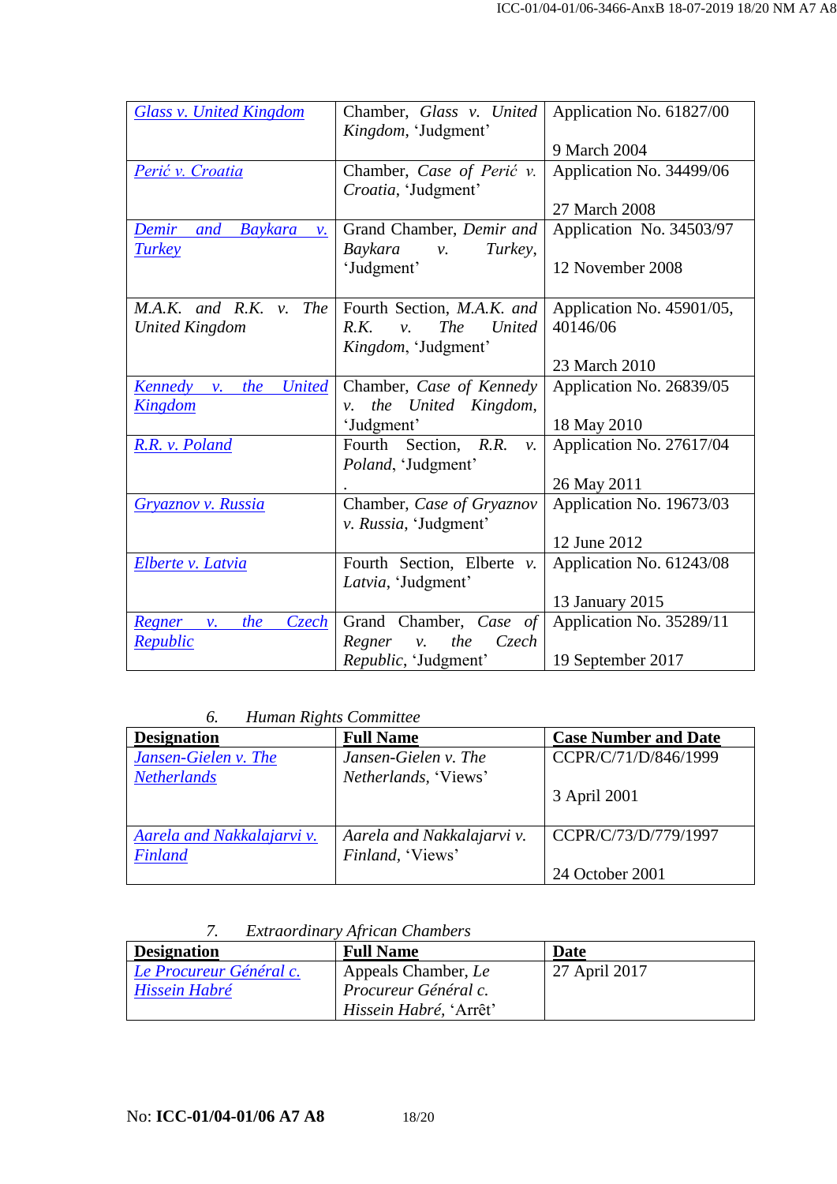| | | |
|---|---|---|
| *Glass v. United Kingdom* | Chamber, *Glass v. United Kingdom*, 'Judgment' | Application No. 61827/00<br><br>9 March 2004 |
| *Perić v. Croatia* | Chamber, *Case of Perić v. Croatia*, 'Judgment' | Application No. 34499/06<br><br>27 March 2008 |
| *Demir and Baykara v. Turkey* | Grand Chamber, *Demir and Baykara v. Turkey*, 'Judgment' | Application No. 34503/97<br><br>12 November 2008 |
| *M.A.K. and R.K. v. The United Kingdom* | Fourth Section, *M.A.K. and R.K. v. The United Kingdom*, 'Judgment' | Application No. 45901/05, 40146/06<br><br>23 March 2010 |
| *Kennedy v. the United Kingdom* | Chamber, *Case of Kennedy v. the United Kingdom*, 'Judgment' | Application No. 26839/05<br><br>18 May 2010 |
| *R.R. v. Poland* | Fourth Section, *R.R. v. Poland*, 'Judgment'<br>. | Application No. 27617/04<br><br>26 May 2011 |
| *Gryaznov v. Russia* | Chamber, *Case of Gryaznov v. Russia*, 'Judgment' | Application No. 19673/03<br><br>12 June 2012 |
| *Elberte v. Latvia* | Fourth Section, Elberte *v. Latvia*, 'Judgment' | Application No. 61243/08<br><br>13 January 2015 |
| *Regner v. the Czech Republic* | Grand Chamber, *Case of Regner v. the Czech Republic*, 'Judgment' | Application No. 35289/11<br><br>19 September 2017 |

*6. Human Rights Committee*

| **Designation** | **Full Name** | **Case Number and Date** |
|---|---|---|
| *Jansen-Gielen v. The Netherlands* | *Jansen-Gielen v. The Netherlands*, 'Views' | CCPR/C/71/D/846/1999<br><br>3 April 2001 |
| *Aarela and Nakkalajarvi v. Finland* | *Aarela and Nakkalajarvi v. Finland*, 'Views' | CCPR/C/73/D/779/1997<br><br>24 October 2001 |

*7. Extraordinary African Chambers*

| **Designation** | **Full Name** | **Date** |
|---|---|---|
| *Le Procureur Général c. Hissein Habré* | Appeals Chamber, *Le Procureur Général c. Hissein Habré*, 'Arrêt' | 27 April 2017 |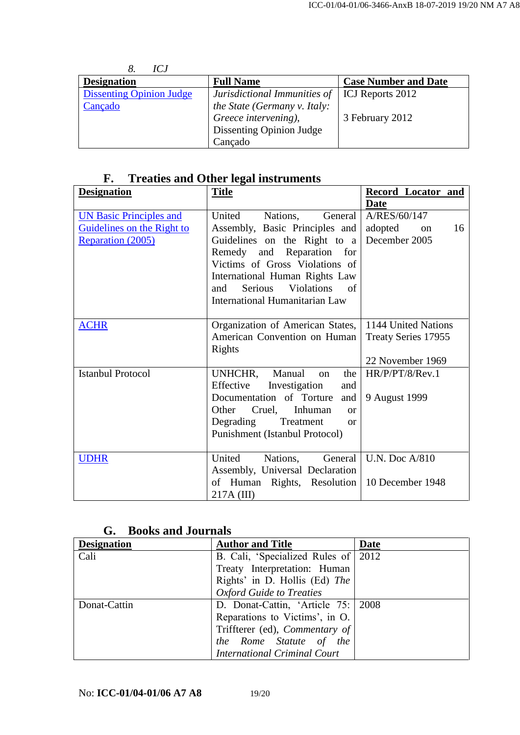8. *ICJ*

| Designation | Full Name | Case Number and Date |
|---|---|---|
| Dissenting Opinion Judge Cançado | *Jurisdictional Immunities of the State (Germany v. Italy: Greece intervening)*, Dissenting Opinion Judge Cançado | ICJ Reports 2012<br><br>3 February 2012 |

## F. Treaties and Other legal instruments

| Designation | Title | Record Locator and Date |
|---|---|---|
| UN Basic Principles and Guidelines on the Right to Reparation (2005) | United Nations, General Assembly, Basic Principles and Guidelines on the Right to a Remedy and Reparation for Victims of Gross Violations of International Human Rights Law and Serious Violations of International Humanitarian Law | A/RES/60/147 adopted on 16 December 2005 |
| ACHR | Organization of American States, American Convention on Human Rights | 1144 United Nations Treaty Series 17955<br><br>22 November 1969 |
| Istanbul Protocol | UNHCHR, Manual on the Effective Investigation and Documentation of Torture and Other Cruel, Inhuman or Degrading Treatment or Punishment (Istanbul Protocol) | HR/P/PT/8/Rev.1<br><br>9 August 1999 |
| UDHR | United Nations, General Assembly, Universal Declaration of Human Rights, Resolution 217A (III) | U.N. Doc A/810<br><br>10 December 1948 |

## G. Books and Journals

| Designation | Author and Title | Date |
|---|---|---|
| Cali | B. Cali, 'Specialized Rules of Treaty Interpretation: Human Rights' in D. Hollis (Ed) *The Oxford Guide to Treaties* | 2012 |
| Donat-Cattin | D. Donat-Cattin, 'Article 75: Reparations to Victims', in O. Triffterer (ed), *Commentary of the Rome Statute of the International Criminal Court* | 2008 |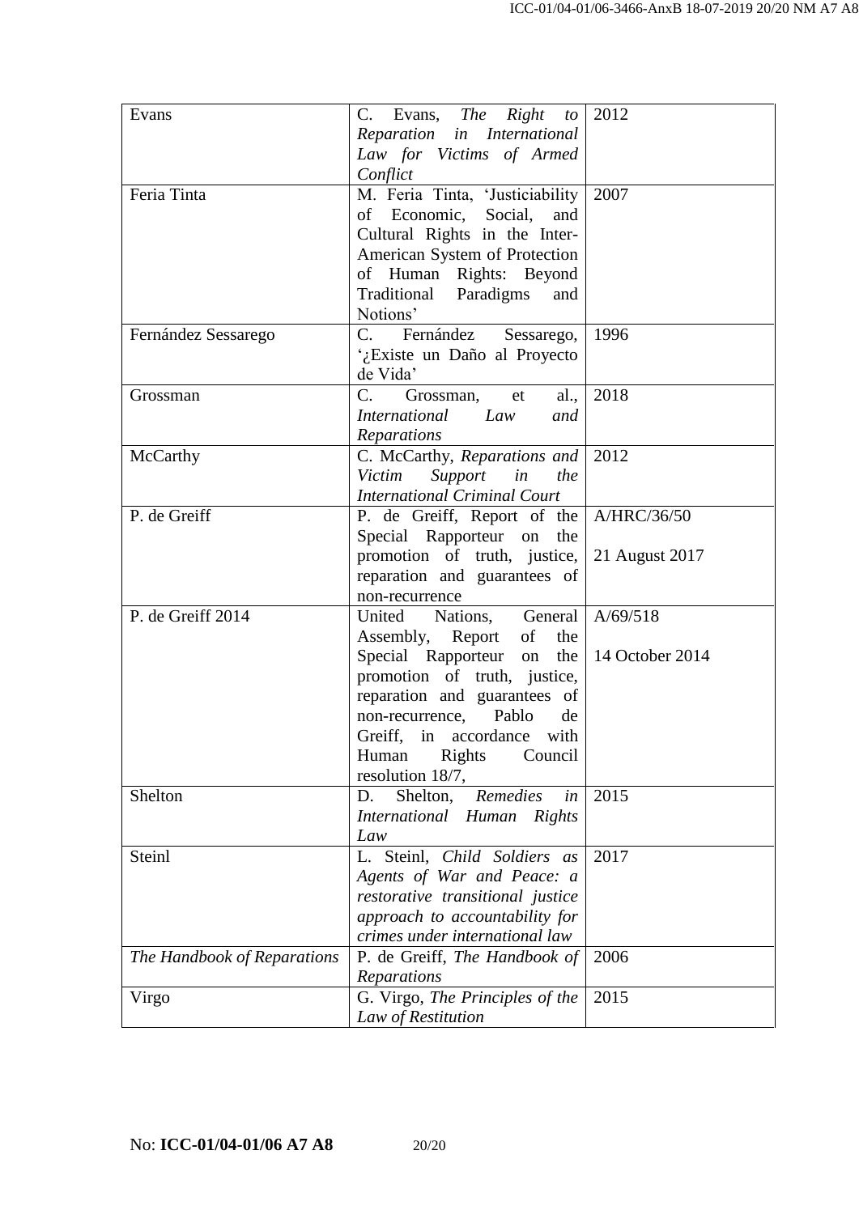| | | |
|---|---|---|
| Evans | C. Evans, *The Right to Reparation in International Law for Victims of Armed Conflict* | 2012 |
| Feria Tinta | M. Feria Tinta, 'Justiciability of Economic, Social, and Cultural Rights in the Inter-American System of Protection of Human Rights: Beyond Traditional Paradigms and Notions' | 2007 |
| Fernández Sessarego | C. Fernández Sessarego, '¿Existe un Daño al Proyecto de Vida' | 1996 |
| Grossman | C. Grossman, et al., *International Law and Reparations* | 2018 |
| McCarthy | C. McCarthy, *Reparations and Victim Support in the International Criminal Court* | 2012 |
| P. de Greiff | P. de Greiff, Report of the Special Rapporteur on the promotion of truth, justice, reparation and guarantees of non-recurrence | A/HRC/36/50<br><br>21 August 2017 |
| P. de Greiff 2014 | United Nations, General Assembly, Report of the Special Rapporteur on the promotion of truth, justice, reparation and guarantees of non-recurrence, Pablo de Greiff, in accordance with Human Rights Council resolution 18/7, | A/69/518<br><br>14 October 2014 |
| Shelton | D. Shelton, *Remedies in International Human Rights Law* | 2015 |
| Steinl | L. Steinl, *Child Soldiers as Agents of War and Peace: a restorative transitional justice approach to accountability for crimes under international law* | 2017 |
| *The Handbook of Reparations* | P. de Greiff, *The Handbook of Reparations* | 2006 |
| Virgo | G. Virgo, *The Principles of the Law of Restitution* | 2015 |